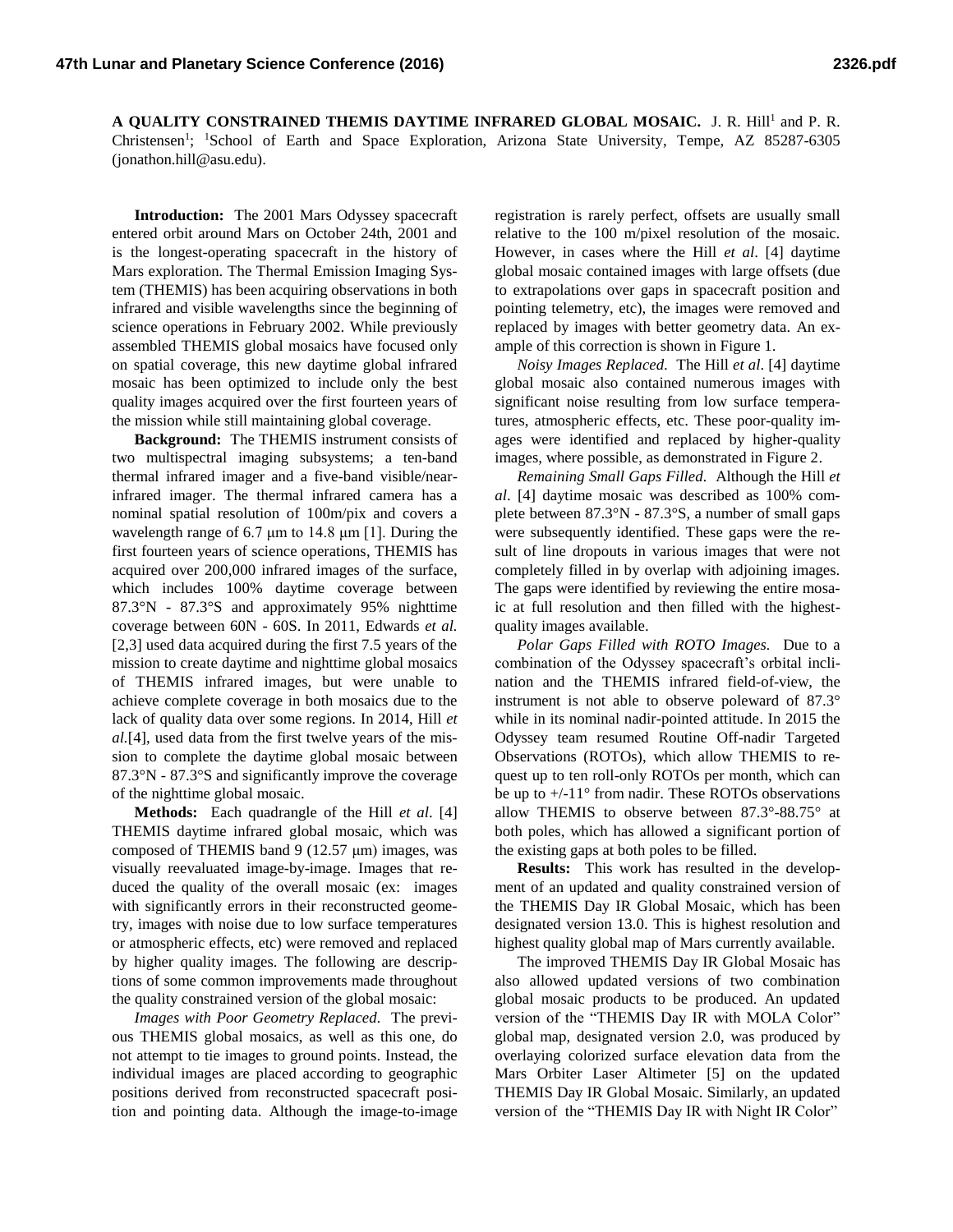# A QUALITY CONSTRAINED THEMIS DAYTIME INFRARED GLOBAL MOSAIC.

J. R. Hill[1] and P. R. Christensen[1]; [1]School of Earth and Space Exploration, Arizona State University, Tempe, AZ 85287-6305 (jonathon.hill@asu.edu).

**Introduction:** The 2001 Mars Odyssey spacecraft entered orbit around Mars on October 24th, 2001 and is the longest-operating spacecraft in the history of Mars exploration. The Thermal Emission Imaging System (THEMIS) has been acquiring observations in both infrared and visible wavelengths since the beginning of science operations in February 2002. While previously assembled THEMIS global mosaics have focused only on spatial coverage, this new daytime global infrared mosaic has been optimized to include only the best quality images acquired over the first fourteen years of the mission while still maintaining global coverage.

**Background:** The THEMIS instrument consists of two multispectral imaging subsystems; a ten-band thermal infrared imager and a five-band visible/near-infrared imager. The thermal infrared camera has a nominal spatial resolution of 100m/pix and covers a wavelength range of 6.7 μm to 14.8 μm [1]. During the first fourteen years of science operations, THEMIS has acquired over 200,000 infrared images of the surface, which includes 100% daytime coverage between 87.3°N - 87.3°S and approximately 95% nighttime coverage between 60N - 60S. In 2011, Edwards *et al.* [2,3] used data acquired during the first 7.5 years of the mission to create daytime and nighttime global mosaics of THEMIS infrared images, but were unable to achieve complete coverage in both mosaics due to the lack of quality data over some regions. In 2014, Hill *et al.*[4], used data from the first twelve years of the mission to complete the daytime global mosaic between 87.3°N - 87.3°S and significantly improve the coverage of the nighttime global mosaic.

**Methods:** Each quadrangle of the Hill *et al*. [4] THEMIS daytime infrared global mosaic, which was composed of THEMIS band 9 (12.57 μm) images, was visually reevaluated image-by-image. Images that reduced the quality of the overall mosaic (ex: images with significantly errors in their reconstructed geometry, images with noise due to low surface temperatures or atmospheric effects, etc) were removed and replaced by higher quality images. The following are descriptions of some common improvements made throughout the quality constrained version of the global mosaic:

*Images with Poor Geometry Replaced.* The previous THEMIS global mosaics, as well as this one, do not attempt to tie images to ground points. Instead, the individual images are placed according to geographic positions derived from reconstructed spacecraft position and pointing data. Although the image-to-image registration is rarely perfect, offsets are usually small relative to the 100 m/pixel resolution of the mosaic. However, in cases where the Hill *et al*. [4] daytime global mosaic contained images with large offsets (due to extrapolations over gaps in spacecraft position and pointing telemetry, etc), the images were removed and replaced by images with better geometry data. An example of this correction is shown in Figure 1.

*Noisy Images Replaced.* The Hill *et al*. [4] daytime global mosaic also contained numerous images with significant noise resulting from low surface temperatures, atmospheric effects, etc. These poor-quality images were identified and replaced by higher-quality images, where possible, as demonstrated in Figure 2.

*Remaining Small Gaps Filled.* Although the Hill *et al*. [4] daytime mosaic was described as 100% complete between 87.3°N - 87.3°S, a number of small gaps were subsequently identified. These gaps were the result of line dropouts in various images that were not completely filled in by overlap with adjoining images. The gaps were identified by reviewing the entire mosaic at full resolution and then filled with the highest-quality images available.

*Polar Gaps Filled with ROTO Images.* Due to a combination of the Odyssey spacecraft's orbital inclination and the THEMIS infrared field-of-view, the instrument is not able to observe poleward of 87.3° while in its nominal nadir-pointed attitude. In 2015 the Odyssey team resumed Routine Off-nadir Targeted Observations (ROTOs), which allow THEMIS to request up to ten roll-only ROTOs per month, which can be up to +/-11° from nadir. These ROTOs observations allow THEMIS to observe between 87.3°-88.75° at both poles, which has allowed a significant portion of the existing gaps at both poles to be filled.

**Results:** This work has resulted in the development of an updated and quality constrained version of the THEMIS Day IR Global Mosaic, which has been designated version 13.0. This is highest resolution and highest quality global map of Mars currently available.

The improved THEMIS Day IR Global Mosaic has also allowed updated versions of two combination global mosaic products to be produced. An updated version of the "THEMIS Day IR with MOLA Color" global map, designated version 2.0, was produced by overlaying colorized surface elevation data from the Mars Orbiter Laser Altimeter [5] on the updated THEMIS Day IR Global Mosaic. Similarly, an updated version of the "THEMIS Day IR with Night IR Color"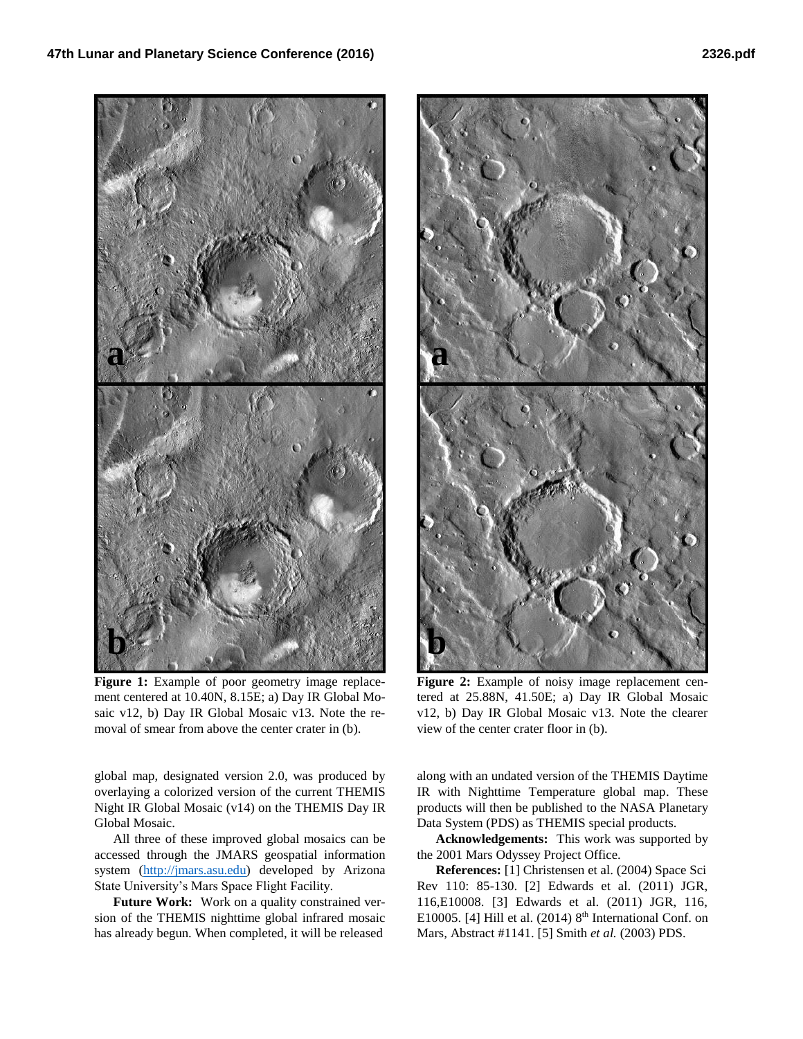**Figure 1:** Example of poor geometry image replacement centered at 10.40N, 8.15E; a) Day IR Global Mosaic v12, b) Day IR Global Mosaic v13. Note the removal of smear from above the center crater in (b).

**Figure 2:** Example of noisy image replacement centered at 25.88N, 41.50E; a) Day IR Global Mosaic v12, b) Day IR Global Mosaic v13. Note the clearer view of the center crater floor in (b).

global map, designated version 2.0, was produced by overlaying a colorized version of the current THEMIS Night IR Global Mosaic (v14) on the THEMIS Day IR Global Mosaic.

All three of these improved global mosaics can be accessed through the JMARS geospatial information system (http://jmars.asu.edu) developed by Arizona State University's Mars Space Flight Facility.

**Future Work:** Work on a quality constrained version of the THEMIS nighttime global infrared mosaic has already begun. When completed, it will be released along with an undated version of the THEMIS Daytime IR with Nighttime Temperature global map. These products will then be published to the NASA Planetary Data System (PDS) as THEMIS special products.

**Acknowledgements:** This work was supported by the 2001 Mars Odyssey Project Office.

**References:** [1] Christensen et al. (2004) Space Sci Rev 110: 85-130. [2] Edwards et al. (2011) JGR, 116,E10008. [3] Edwards et al. (2011) JGR, 116, E10005. [4] Hill et al. (2014) 8th International Conf. on Mars, Abstract #1141. [5] Smith *et al.* (2003) PDS.